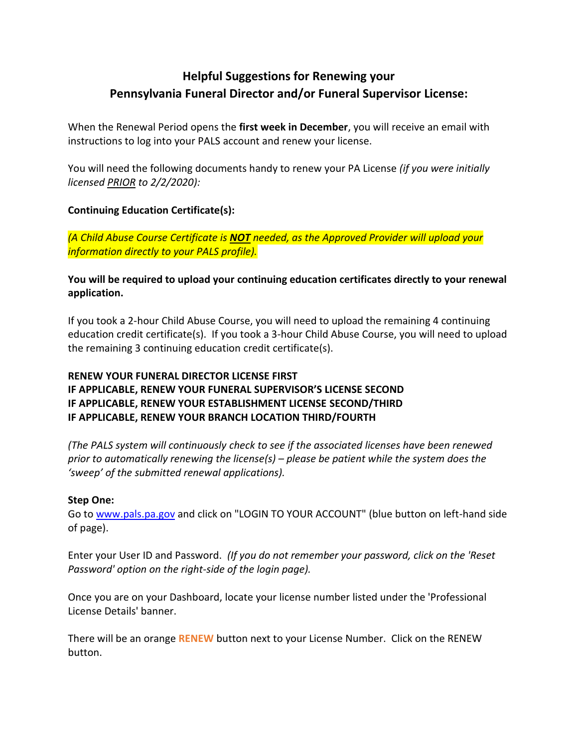# Helpful Suggestions for Renewing your Pennsylvania Funeral Director and/or Funeral Supervisor License:

When the Renewal Period opens the **first week in December**, you will receive an email with instructions to log into your PALS account and renew your license.

You will need the following documents handy to renew your PA License *(if you were initially licensed PRIOR to 2/2/2020):*

**Continuing Education Certificate(s):**

*(A Child Abuse Course Certificate is **NOT** needed, as the Approved Provider will upload your information directly to your PALS profile).*

**You will be required to upload your continuing education certificates directly to your renewal application.**

If you took a 2-hour Child Abuse Course, you will need to upload the remaining 4 continuing education credit certificate(s). If you took a 3-hour Child Abuse Course, you will need to upload the remaining 3 continuing education credit certificate(s).

**RENEW YOUR FUNERAL DIRECTOR LICENSE FIRST**
**IF APPLICABLE, RENEW YOUR FUNERAL SUPERVISOR'S LICENSE SECOND**
**IF APPLICABLE, RENEW YOUR ESTABLISHMENT LICENSE SECOND/THIRD**
**IF APPLICABLE, RENEW YOUR BRANCH LOCATION THIRD/FOURTH**

*(The PALS system will continuously check to see if the associated licenses have been renewed prior to automatically renewing the license(s) – please be patient while the system does the 'sweep' of the submitted renewal applications).*

**Step One:**
Go to www.pals.pa.gov and click on "LOGIN TO YOUR ACCOUNT" (blue button on left-hand side of page).

Enter your User ID and Password. *(If you do not remember your password, click on the 'Reset Password' option on the right-side of the login page).*

Once you are on your Dashboard, locate your license number listed under the 'Professional License Details' banner.

There will be an orange **RENEW** button next to your License Number. Click on the RENEW button.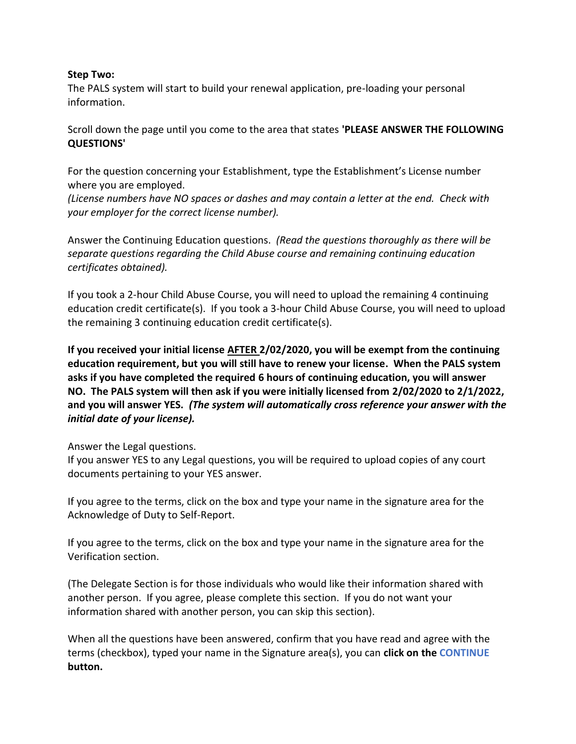**Step Two:**
The PALS system will start to build your renewal application, pre-loading your personal information.

Scroll down the page until you come to the area that states **'PLEASE ANSWER THE FOLLOWING QUESTIONS'**

For the question concerning your Establishment, type the Establishment's License number where you are employed.
*(License numbers have NO spaces or dashes and may contain a letter at the end. Check with your employer for the correct license number).*

Answer the Continuing Education questions. *(Read the questions thoroughly as there will be separate questions regarding the Child Abuse course and remaining continuing education certificates obtained).*

If you took a 2-hour Child Abuse Course, you will need to upload the remaining 4 continuing education credit certificate(s). If you took a 3-hour Child Abuse Course, you will need to upload the remaining 3 continuing education credit certificate(s).

**If you received your initial license <u>AFTER</u> 2/02/2020, you will be exempt from the continuing education requirement, but you will still have to renew your license. When the PALS system asks if you have completed the required 6 hours of continuing education, you will answer NO. The PALS system will then ask if you were initially licensed from 2/02/2020 to 2/1/2022, and you will answer YES.** ***(The system will automatically cross reference your answer with the initial date of your license).***

Answer the Legal questions.
If you answer YES to any Legal questions, you will be required to upload copies of any court documents pertaining to your YES answer.

If you agree to the terms, click on the box and type your name in the signature area for the Acknowledge of Duty to Self-Report.

If you agree to the terms, click on the box and type your name in the signature area for the Verification section.

(The Delegate Section is for those individuals who would like their information shared with another person. If you agree, please complete this section. If you do not want your information shared with another person, you can skip this section).

When all the questions have been answered, confirm that you have read and agree with the terms (checkbox), typed your name in the Signature area(s), you can **click on the CONTINUE button.**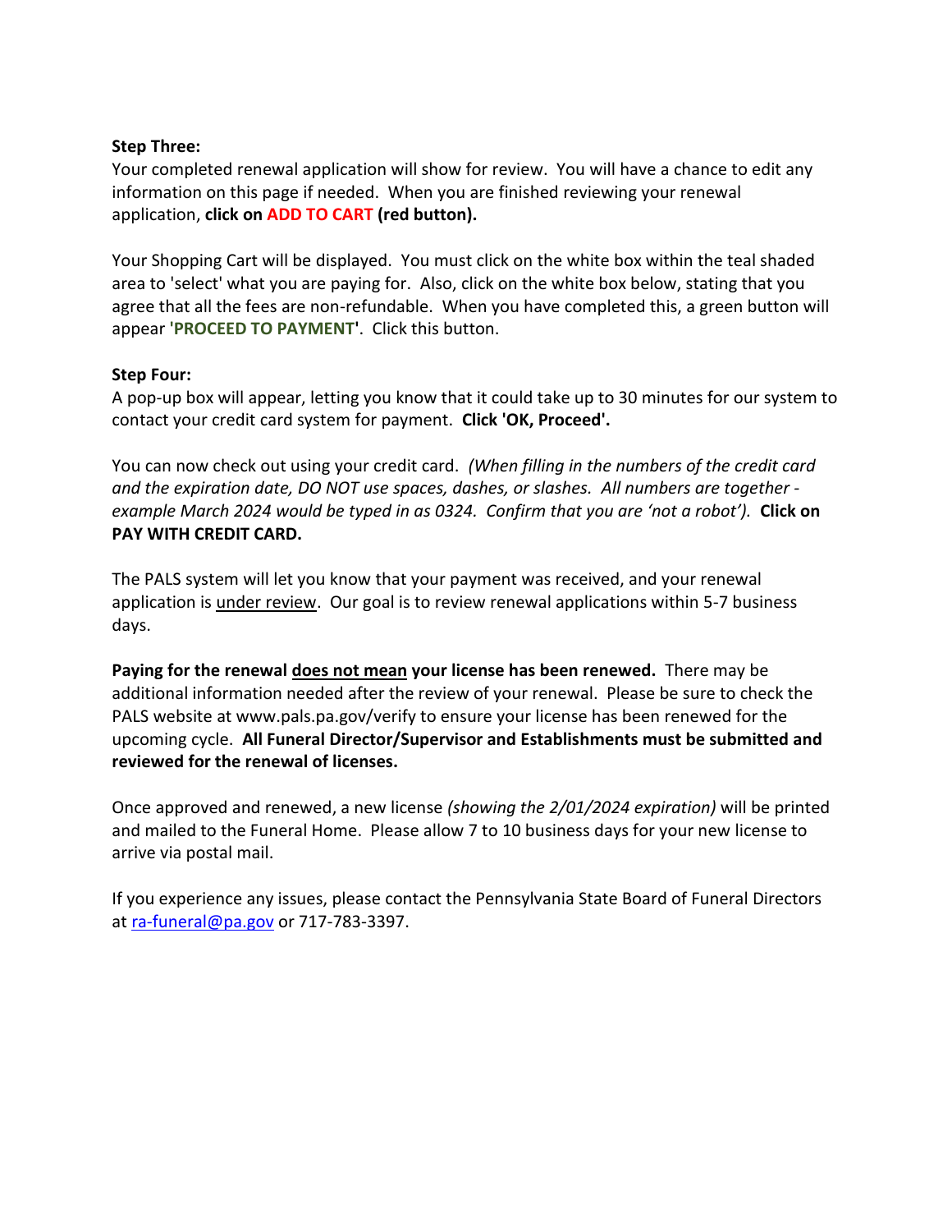**Step Three:**
Your completed renewal application will show for review. You will have a chance to edit any information on this page if needed. When you are finished reviewing your renewal application, **click on ADD TO CART (red button).**

Your Shopping Cart will be displayed. You must click on the white box within the teal shaded area to 'select' what you are paying for. Also, click on the white box below, stating that you agree that all the fees are non-refundable. When you have completed this, a green button will appear '**PROCEED TO PAYMENT**'. Click this button.

**Step Four:**
A pop-up box will appear, letting you know that it could take up to 30 minutes for our system to contact your credit card system for payment. **Click 'OK, Proceed'.**

You can now check out using your credit card. *(When filling in the numbers of the credit card and the expiration date, DO NOT use spaces, dashes, or slashes. All numbers are together - example March 2024 would be typed in as 0324. Confirm that you are 'not a robot').* **Click on PAY WITH CREDIT CARD.**

The PALS system will let you know that your payment was received, and your renewal application is under review. Our goal is to review renewal applications within 5-7 business days.

**Paying for the renewal does not mean your license has been renewed.** There may be additional information needed after the review of your renewal. Please be sure to check the PALS website at www.pals.pa.gov/verify to ensure your license has been renewed for the upcoming cycle. **All Funeral Director/Supervisor and Establishments must be submitted and reviewed for the renewal of licenses.**

Once approved and renewed, a new license *(showing the 2/01/2024 expiration)* will be printed and mailed to the Funeral Home. Please allow 7 to 10 business days for your new license to arrive via postal mail.

If you experience any issues, please contact the Pennsylvania State Board of Funeral Directors at ra-funeral@pa.gov or 717-783-3397.